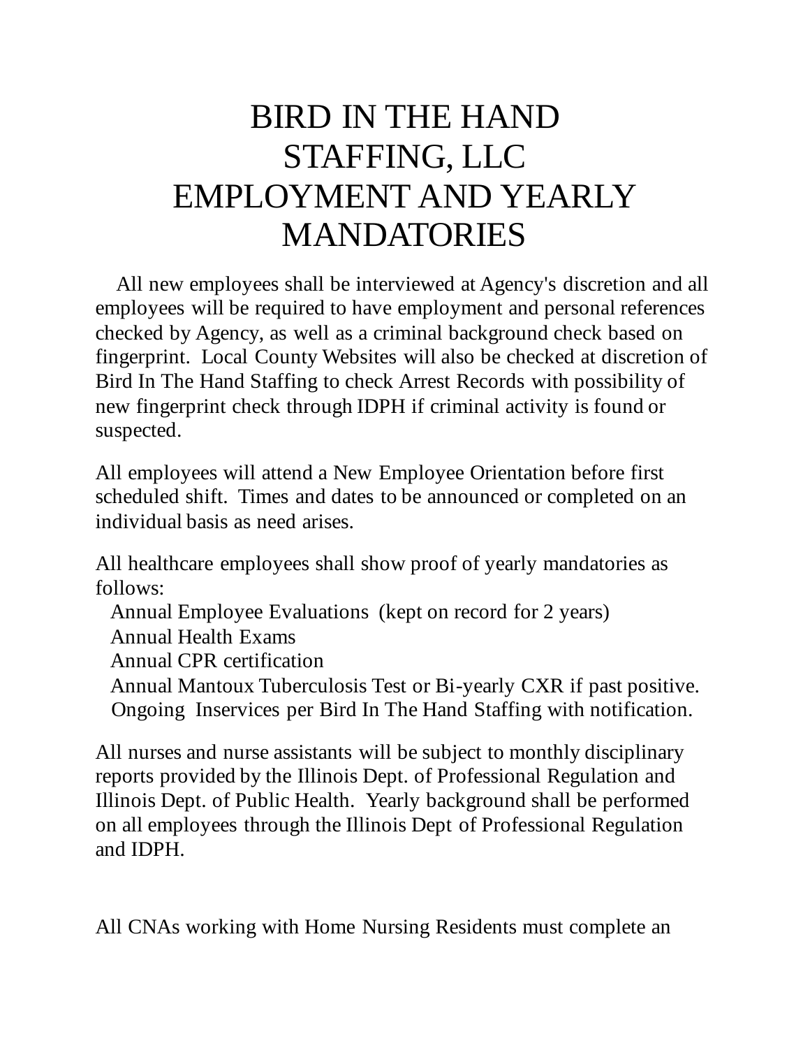# BIRD IN THE HAND STAFFING, LLC EMPLOYMENT AND YEARLY MANDATORIES

All new employees shall be interviewed at Agency's discretion and all employees will be required to have employment and personal references checked by Agency, as well as a criminal background check based on fingerprint. Local County Websites will also be checked at discretion of Bird In The Hand Staffing to check Arrest Records with possibility of new fingerprint check through IDPH if criminal activity is found or suspected.

All employees will attend a New Employee Orientation before first scheduled shift. Times and dates to be announced or completed on an individual basis as need arises.

All healthcare employees shall show proof of yearly mandatories as follows:

Annual Employee Evaluations (kept on record for 2 years)
Annual Health Exams
Annual CPR certification
Annual Mantoux Tuberculosis Test or Bi-yearly CXR if past positive.
Ongoing Inservices per Bird In The Hand Staffing with notification.

All nurses and nurse assistants will be subject to monthly disciplinary reports provided by the Illinois Dept. of Professional Regulation and Illinois Dept. of Public Health. Yearly background shall be performed on all employees through the Illinois Dept of Professional Regulation and IDPH.

All CNAs working with Home Nursing Residents must complete an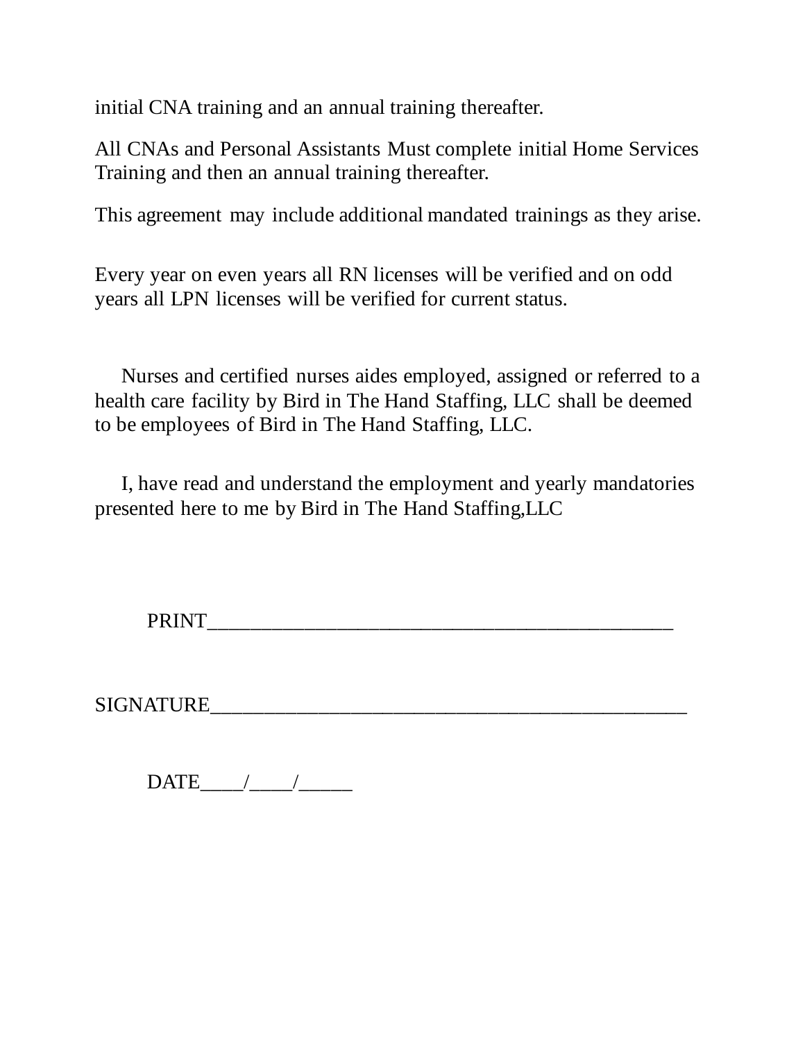initial CNA training and an annual training thereafter.

All CNAs and Personal Assistants Must complete initial Home Services Training and then an annual training thereafter.

This agreement may include additional mandated trainings as they arise.

Every year on even years all RN licenses will be verified and on odd years all LPN licenses will be verified for current status.

Nurses and certified nurses aides employed, assigned or referred to a health care facility by Bird in The Hand Staffing, LLC shall be deemed to be employees of Bird in The Hand Staffing, LLC.

I, have read and understand the employment and yearly mandatories presented here to me by Bird in The Hand Staffing,LLC

PRINT_______________________________________________

SIGNATURE_______________________________________________

DATE____/____/_____